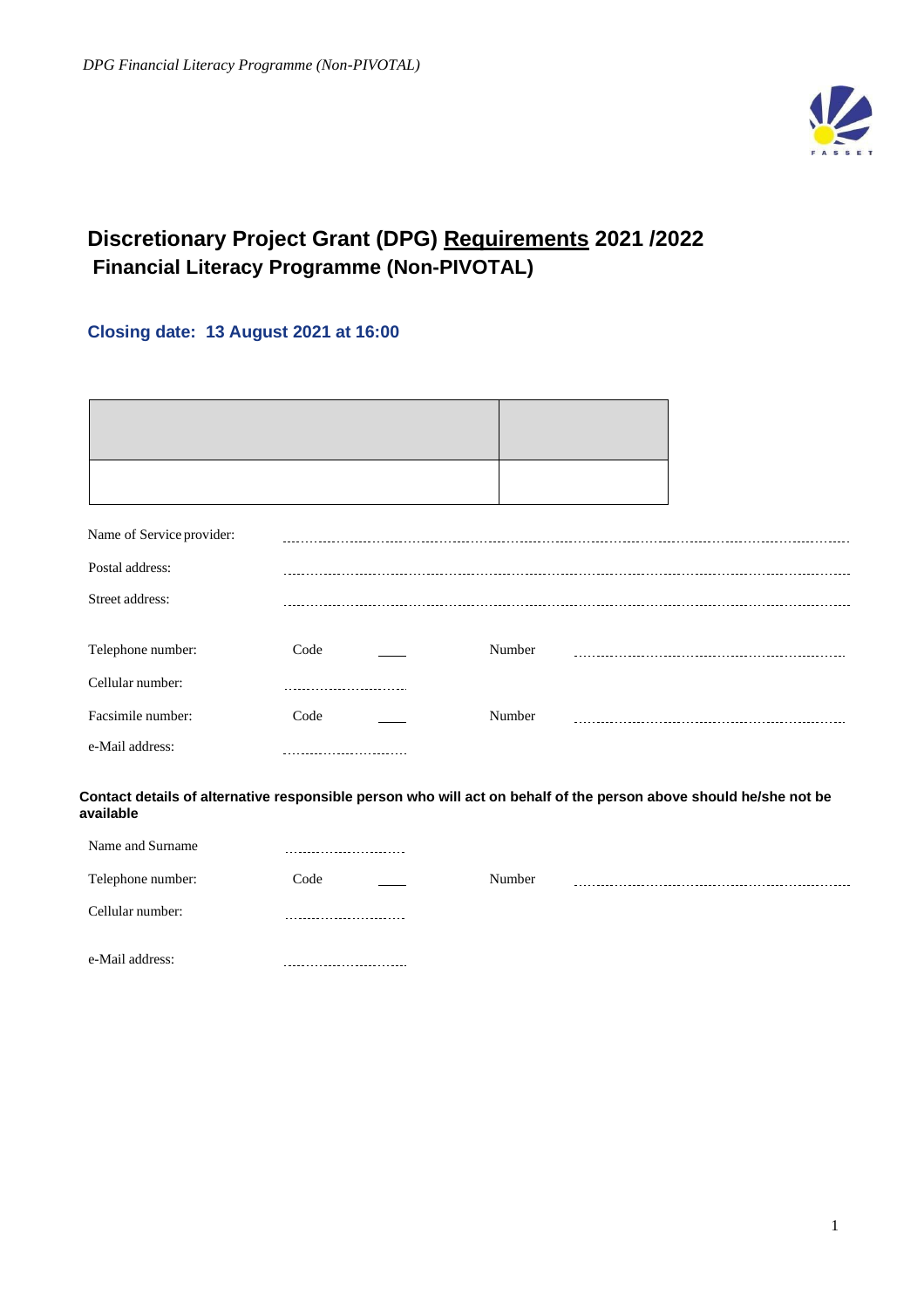# Discretionary Project Grant (DPG) <u>Requirements</u> 2021 /2022
## Financial Literacy Programme (Non-PIVOTAL)

**Closing date: 13 August 2021 at 16:00**

| | |
|---|---|
| | |

Name of Service provider: ..............................................................................................................

Postal address: ..............................................................................................................

Street address: ..............................................................................................................

Telephone number: Code ____ Number ..............................................................

Cellular number: ..............................

Facsimile number: Code ____ Number ..............................................................

e-Mail address: ..............................

**Contact details of alternative responsible person who will act on behalf of the person above should he/she not be available**

Name and Surname ..............................

Telephone number: Code ____ Number ..............................................................

Cellular number: ..............................

e-Mail address: ..............................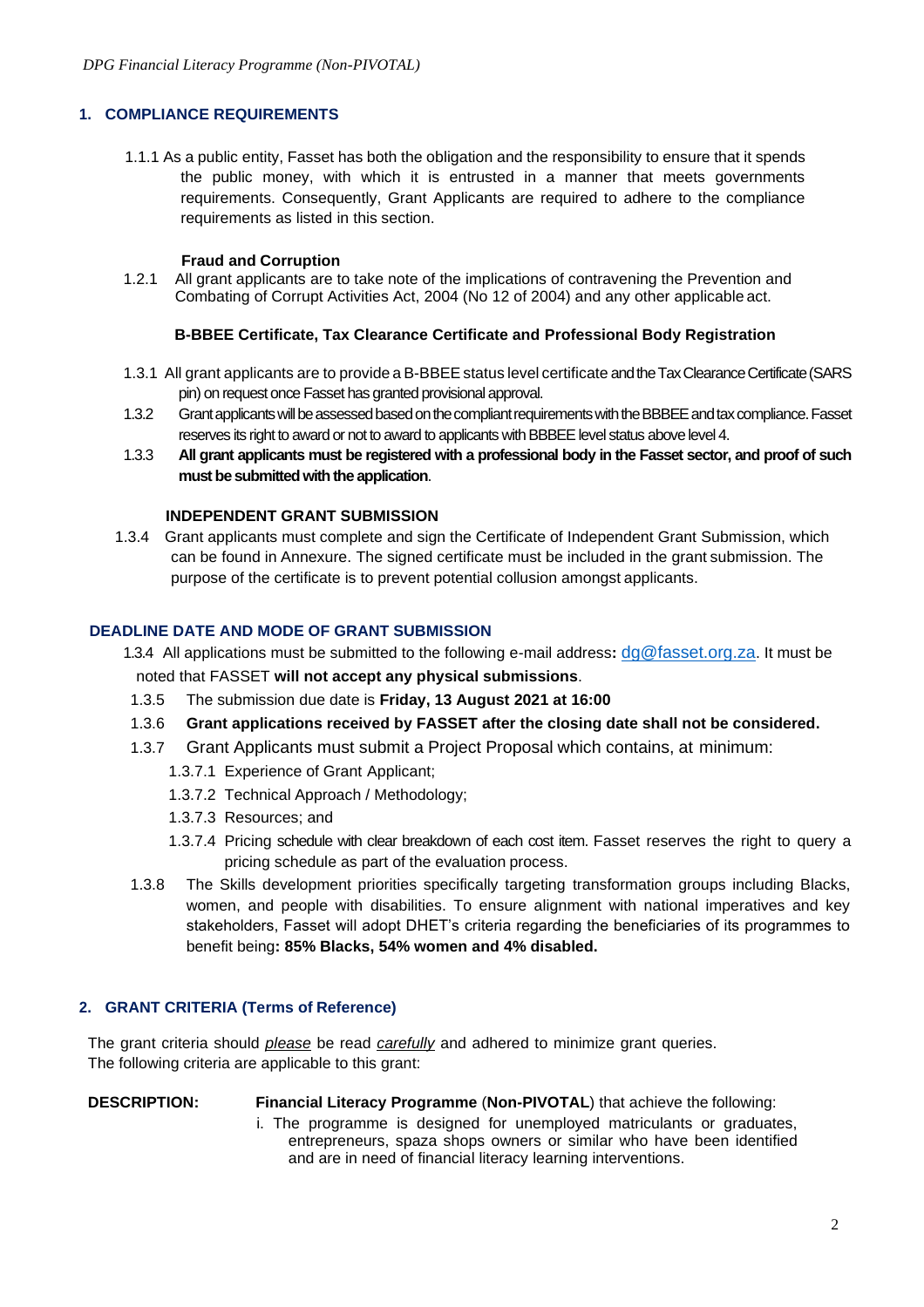## 1. COMPLIANCE REQUIREMENTS

1.1.1 As a public entity, Fasset has both the obligation and the responsibility to ensure that it spends the public money, with which it is entrusted in a manner that meets governments requirements. Consequently, Grant Applicants are required to adhere to the compliance requirements as listed in this section.

**Fraud and Corruption**

1.2.1 All grant applicants are to take note of the implications of contravening the Prevention and Combating of Corrupt Activities Act, 2004 (No 12 of 2004) and any other applicable act.

**B-BBEE Certificate, Tax Clearance Certificate and Professional Body Registration**

1.3.1 All grant applicants are to provide a B-BBEE status level certificate and the Tax Clearance Certificate (SARS pin) on request once Fasset has granted provisional approval.

1.3.2 Grant applicants will be assessed based on the compliant requirements with the BBBEE and tax compliance. Fasset reserves its right to award or not to award to applicants with BBBEE level status above level 4.

1.3.3 **All grant applicants must be registered with a professional body in the Fasset sector, and proof of such must be submitted with the application**.

**INDEPENDENT GRANT SUBMISSION**

1.3.4 Grant applicants must complete and sign the Certificate of Independent Grant Submission, which can be found in Annexure. The signed certificate must be included in the grant submission. The purpose of the certificate is to prevent potential collusion amongst applicants.

### DEADLINE DATE AND MODE OF GRANT SUBMISSION

1.3.4 All applications must be submitted to the following e-mail address**:** dg@fasset.org.za. It must be noted that FASSET **will not accept any physical submissions**.

1.3.5 The submission due date is **Friday, 13 August 2021 at 16:00**

1.3.6 **Grant applications received by FASSET after the closing date shall not be considered.**

1.3.7 Grant Applicants must submit a Project Proposal which contains, at minimum:

- 1.3.7.1 Experience of Grant Applicant;
- 1.3.7.2 Technical Approach / Methodology;
- 1.3.7.3 Resources; and
- 1.3.7.4 Pricing schedule with clear breakdown of each cost item. Fasset reserves the right to query a pricing schedule as part of the evaluation process.

1.3.8 The Skills development priorities specifically targeting transformation groups including Blacks, women, and people with disabilities. To ensure alignment with national imperatives and key stakeholders, Fasset will adopt DHET's criteria regarding the beneficiaries of its programmes to benefit being**: 85% Blacks, 54% women and 4% disabled.**

## 2. GRANT CRITERIA (Terms of Reference)

The grant criteria should *please* be read *carefully* and adhered to minimize grant queries. The following criteria are applicable to this grant:

**DESCRIPTION:** **Financial Literacy Programme** (**Non-PIVOTAL**) that achieve the following:

i. The programme is designed for unemployed matriculants or graduates, entrepreneurs, spaza shops owners or similar who have been identified and are in need of financial literacy learning interventions.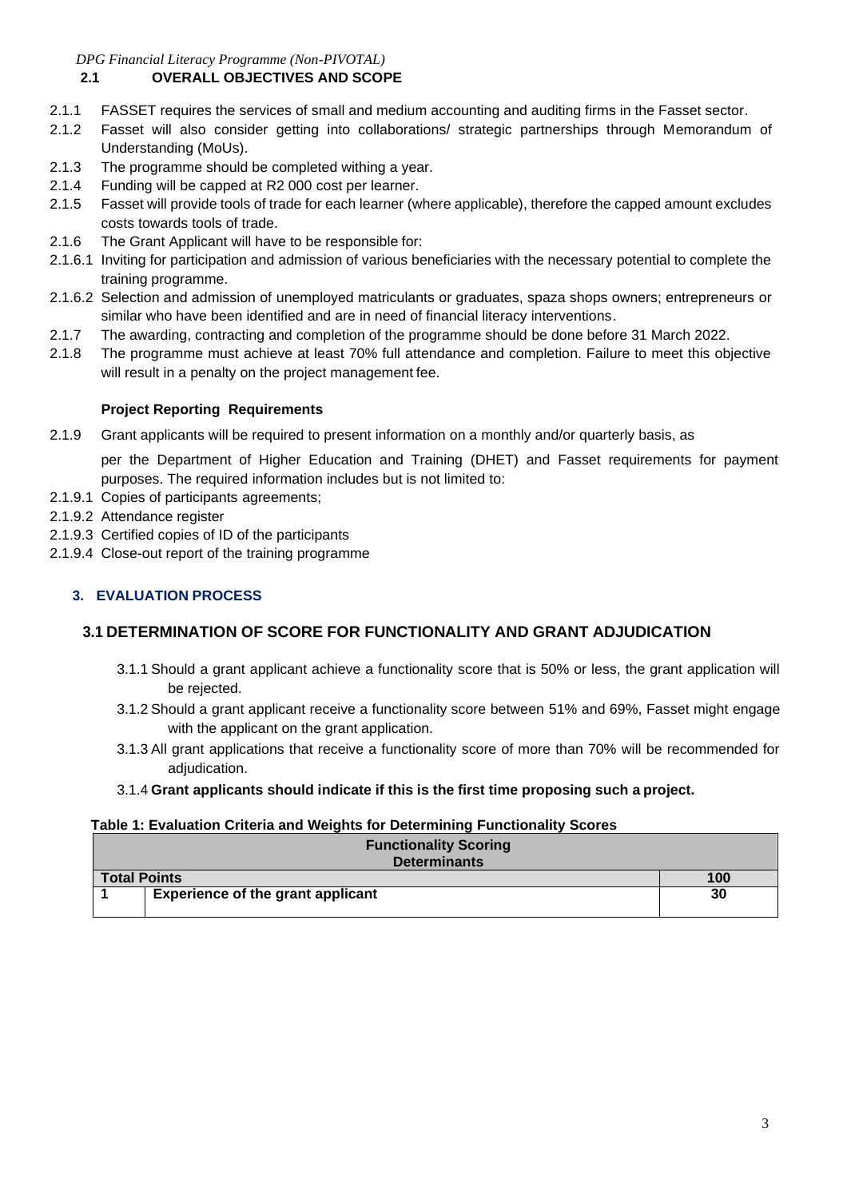*DPG Financial Literacy Programme (Non-PIVOTAL)*

### 2.1 OVERALL OBJECTIVES AND SCOPE

2.1.1 FASSET requires the services of small and medium accounting and auditing firms in the Fasset sector.

2.1.2 Fasset will also consider getting into collaborations/ strategic partnerships through Memorandum of Understanding (MoUs).

2.1.3 The programme should be completed withing a year.

2.1.4 Funding will be capped at R2 000 cost per learner.

2.1.5 Fasset will provide tools of trade for each learner (where applicable), therefore the capped amount excludes costs towards tools of trade.

2.1.6 The Grant Applicant will have to be responsible for:

2.1.6.1 Inviting for participation and admission of various beneficiaries with the necessary potential to complete the training programme.

2.1.6.2 Selection and admission of unemployed matriculants or graduates, spaza shops owners; entrepreneurs or similar who have been identified and are in need of financial literacy interventions.

2.1.7 The awarding, contracting and completion of the programme should be done before 31 March 2022.

2.1.8 The programme must achieve at least 70% full attendance and completion. Failure to meet this objective will result in a penalty on the project management fee.

**Project Reporting Requirements**

2.1.9 Grant applicants will be required to present information on a monthly and/or quarterly basis, as per the Department of Higher Education and Training (DHET) and Fasset requirements for payment purposes. The required information includes but is not limited to:

2.1.9.1 Copies of participants agreements;

2.1.9.2 Attendance register

2.1.9.3 Certified copies of ID of the participants

2.1.9.4 Close-out report of the training programme

## 3. EVALUATION PROCESS

### 3.1 DETERMINATION OF SCORE FOR FUNCTIONALITY AND GRANT ADJUDICATION

3.1.1 Should a grant applicant achieve a functionality score that is 50% or less, the grant application will be rejected.

3.1.2 Should a grant applicant receive a functionality score between 51% and 69%, Fasset might engage with the applicant on the grant application.

3.1.3 All grant applications that receive a functionality score of more than 70% will be recommended for adjudication.

3.1.4 **Grant applicants should indicate if this is the first time proposing such a project.**

**Table 1: Evaluation Criteria and Weights for Determining Functionality Scores**

| Functionality Scoring Determinants | | |
|---|---|---|
| **Total Points** | | **100** |
| **1** | **Experience of the grant applicant** | **30** |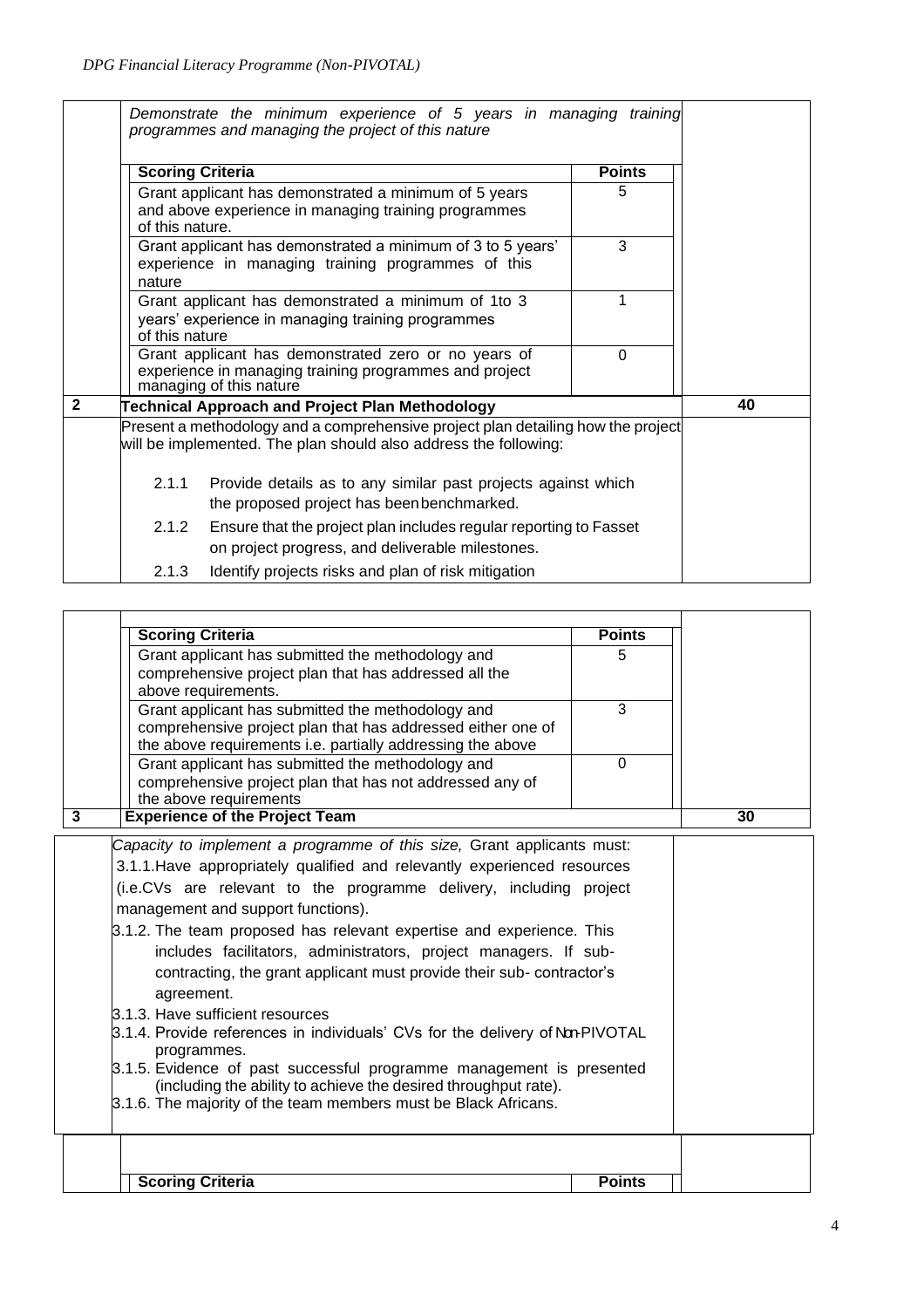*Demonstrate the minimum experience of 5 years in managing training programmes and managing the project of this nature*

| Scoring Criteria | Points |
|---|---|
| Grant applicant has demonstrated a minimum of 5 years and above experience in managing training programmes of this nature. | 5 |
| Grant applicant has demonstrated a minimum of 3 to 5 years' experience in managing training programmes of this nature | 3 |
| Grant applicant has demonstrated a minimum of 1to 3 years' experience in managing training programmes of this nature | 1 |
| Grant applicant has demonstrated zero or no years of experience in managing training programmes and project managing of this nature | 0 |

| 2 | Technical Approach and Project Plan Methodology | 40 |
|---|---|---|

Present a methodology and a comprehensive project plan detailing how the project will be implemented. The plan should also address the following:

2.1.1 Provide details as to any similar past projects against which the proposed project has been benchmarked.

2.1.2 Ensure that the project plan includes regular reporting to Fasset on project progress, and deliverable milestones.

2.1.3 Identify projects risks and plan of risk mitigation

| Scoring Criteria | Points |
|---|---|
| Grant applicant has submitted the methodology and comprehensive project plan that has addressed all the above requirements. | 5 |
| Grant applicant has submitted the methodology and comprehensive project plan that has addressed either one of the above requirements i.e. partially addressing the above | 3 |
| Grant applicant has submitted the methodology and comprehensive project plan that has not addressed any of the above requirements | 0 |

| 3 | Experience of the Project Team | 30 |
|---|---|---|

*Capacity to implement a programme of this size,* Grant applicants must:

3.1.1. Have appropriately qualified and relevantly experienced resources (i.e.CVs are relevant to the programme delivery, including project management and support functions).

3.1.2. The team proposed has relevant expertise and experience. This includes facilitators, administrators, project managers. If sub-contracting, the grant applicant must provide their sub- contractor's agreement.

3.1.3. Have sufficient resources

3.1.4. Provide references in individuals' CVs for the delivery of Non-PIVOTAL programmes.

3.1.5. Evidence of past successful programme management is presented (including the ability to achieve the desired throughput rate).

3.1.6. The majority of the team members must be Black Africans.

| Scoring Criteria | Points |
|---|---|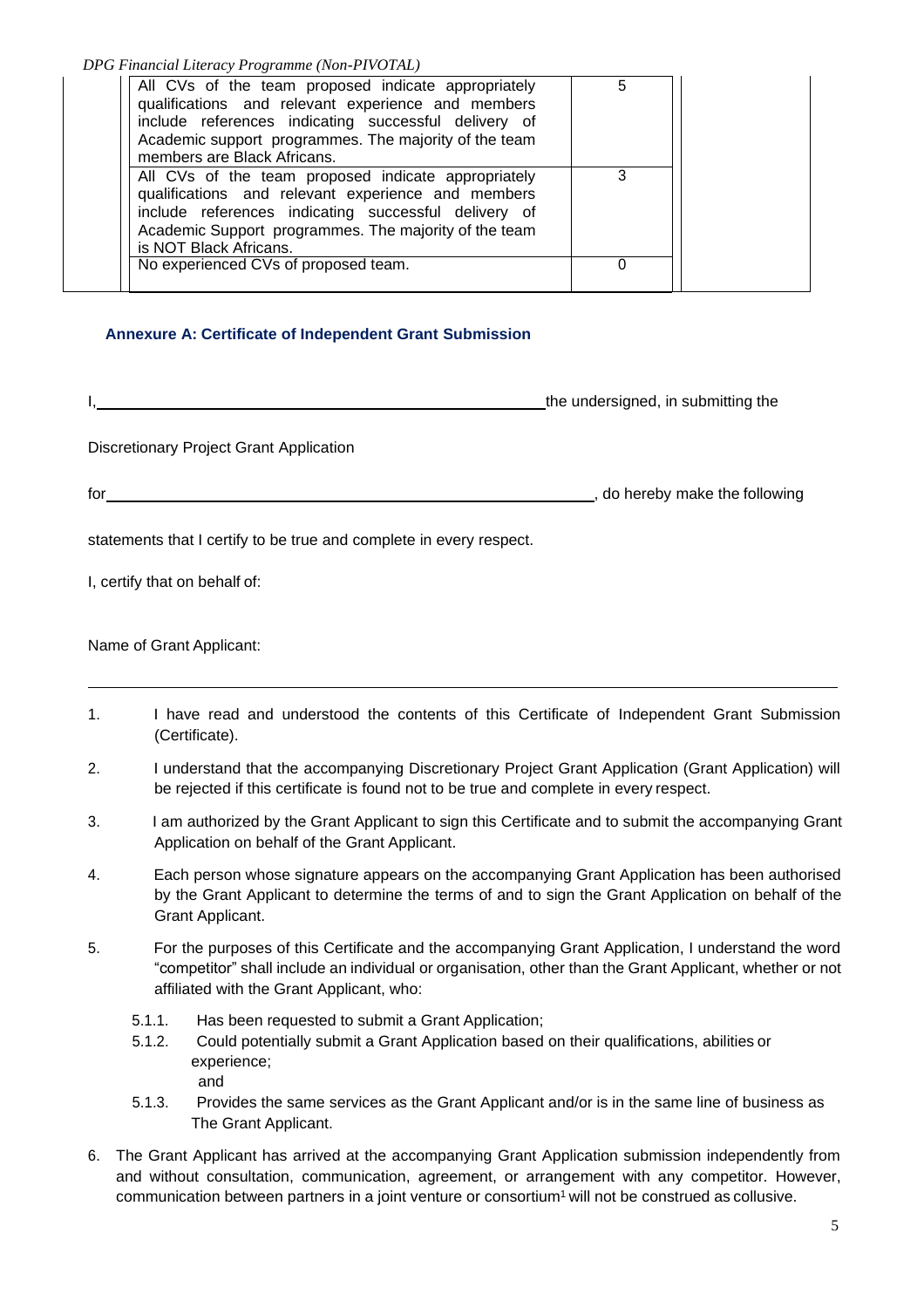| | | | |
|---|---|---|---|
| | All CVs of the team proposed indicate appropriately qualifications and relevant experience and members include references indicating successful delivery of Academic support programmes. The majority of the team members are Black Africans. | 5 | |
| | All CVs of the team proposed indicate appropriately qualifications and relevant experience and members include references indicating successful delivery of Academic Support programmes. The majority of the team is NOT Black Africans. | 3 | |
| | No experienced CVs of proposed team. | 0 | |

### Annexure A: Certificate of Independent Grant Submission

I,\_\_\_\_\_\_\_\_\_\_\_\_\_\_\_\_\_\_\_\_\_\_\_\_\_\_\_\_\_\_\_\_\_\_\_\_\_\_\_\_\_\_\_\_\_\_ the undersigned, in submitting the

Discretionary Project Grant Application

for\_\_\_\_\_\_\_\_\_\_\_\_\_\_\_\_\_\_\_\_\_\_\_\_\_\_\_\_\_\_\_\_\_\_\_\_\_\_\_\_\_\_\_\_\_\_\_\_\_\_\_\_, do hereby make the following

statements that I certify to be true and complete in every respect.

I, certify that on behalf of:

Name of Grant Applicant:

---

1. I have read and understood the contents of this Certificate of Independent Grant Submission (Certificate).
2. I understand that the accompanying Discretionary Project Grant Application (Grant Application) will be rejected if this certificate is found not to be true and complete in every respect.
3. I am authorized by the Grant Applicant to sign this Certificate and to submit the accompanying Grant Application on behalf of the Grant Applicant.
4. Each person whose signature appears on the accompanying Grant Application has been authorised by the Grant Applicant to determine the terms of and to sign the Grant Application on behalf of the Grant Applicant.
5. For the purposes of this Certificate and the accompanying Grant Application, I understand the word "competitor" shall include an individual or organisation, other than the Grant Applicant, whether or not affiliated with the Grant Applicant, who:
   - 5.1.1. Has been requested to submit a Grant Application;
   - 5.1.2. Could potentially submit a Grant Application based on their qualifications, abilities or experience; and
   - 5.1.3. Provides the same services as the Grant Applicant and/or is in the same line of business as The Grant Applicant.
6. The Grant Applicant has arrived at the accompanying Grant Application submission independently from and without consultation, communication, agreement, or arrangement with any competitor. However, communication between partners in a joint venture or consortium[1] will not be construed as collusive.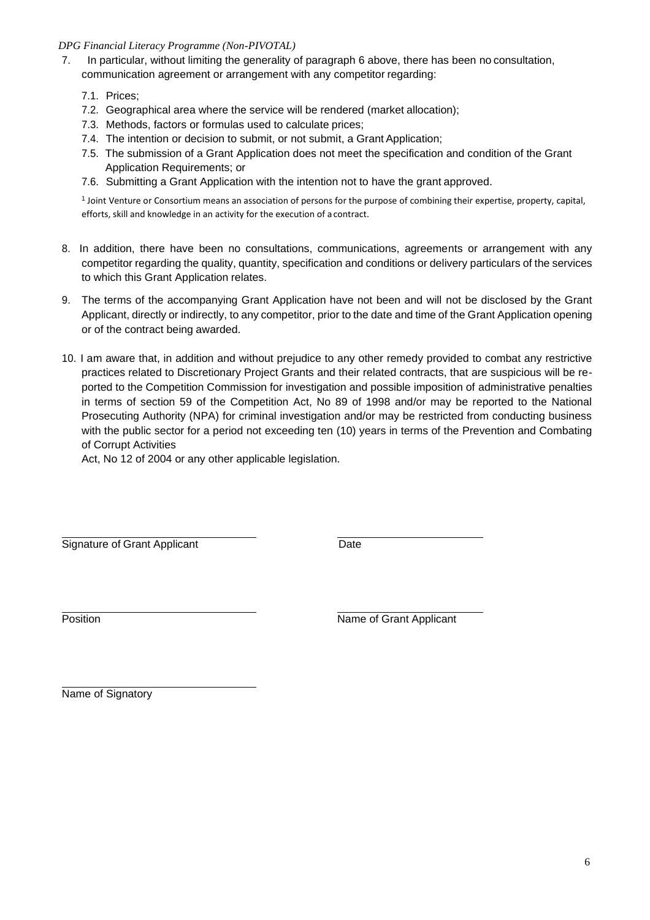7. In particular, without limiting the generality of paragraph 6 above, there has been no consultation, communication agreement or arrangement with any competitor regarding:

   7.1. Prices;

   7.2. Geographical area where the service will be rendered (market allocation);

   7.3. Methods, factors or formulas used to calculate prices;

   7.4. The intention or decision to submit, or not submit, a Grant Application;

   7.5. The submission of a Grant Application does not meet the specification and condition of the Grant Application Requirements; or

   7.6. Submitting a Grant Application with the intention not to have the grant approved.

[1] Joint Venture or Consortium means an association of persons for the purpose of combining their expertise, property, capital, efforts, skill and knowledge in an activity for the execution of a contract.

8. In addition, there have been no consultations, communications, agreements or arrangement with any competitor regarding the quality, quantity, specification and conditions or delivery particulars of the services to which this Grant Application relates.

9. The terms of the accompanying Grant Application have not been and will not be disclosed by the Grant Applicant, directly or indirectly, to any competitor, prior to the date and time of the Grant Application opening or of the contract being awarded.

10. I am aware that, in addition and without prejudice to any other remedy provided to combat any restrictive practices related to Discretionary Project Grants and their related contracts, that are suspicious will be reported to the Competition Commission for investigation and possible imposition of administrative penalties in terms of section 59 of the Competition Act, No 89 of 1998 and/or may be reported to the National Prosecuting Authority (NPA) for criminal investigation and/or may be restricted from conducting business with the public sector for a period not exceeding ten (10) years in terms of the Prevention and Combating of Corrupt Activities
    Act, No 12 of 2004 or any other applicable legislation.

\_\_\_\_\_\_\_\_\_\_\_\_\_\_\_\_\_\_\_\_\_\_\_\_\_\_\_\_\_\_ \_\_\_\_\_\_\_\_\_\_\_\_\_\_\_\_\_\_\_\_\_\_\_\_\_\_

Signature of Grant Applicant Date

\_\_\_\_\_\_\_\_\_\_\_\_\_\_\_\_\_\_\_\_\_\_\_\_\_\_\_\_\_\_ \_\_\_\_\_\_\_\_\_\_\_\_\_\_\_\_\_\_\_\_\_\_\_\_\_\_

Position Name of Grant Applicant

\_\_\_\_\_\_\_\_\_\_\_\_\_\_\_\_\_\_\_\_\_\_\_\_\_\_\_\_\_\_

Name of Signatory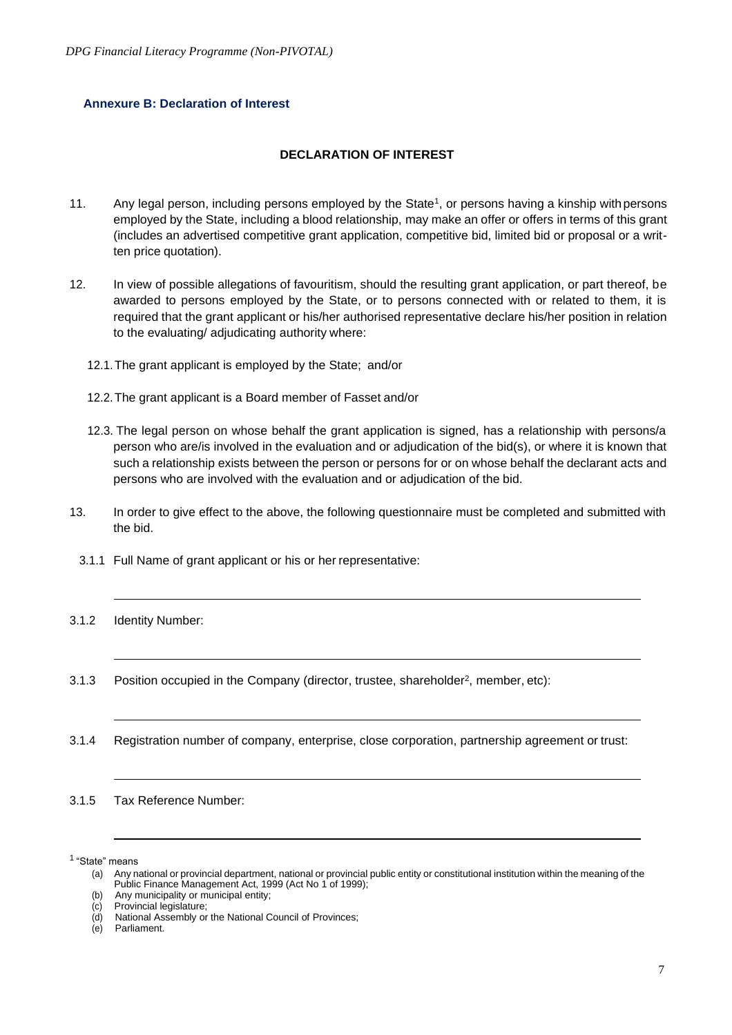## Annexure B: Declaration of Interest

**DECLARATION OF INTEREST**

11. Any legal person, including persons employed by the State[1], or persons having a kinship with persons employed by the State, including a blood relationship, may make an offer or offers in terms of this grant (includes an advertised competitive grant application, competitive bid, limited bid or proposal or a written price quotation).

12. In view of possible allegations of favouritism, should the resulting grant application, or part thereof, be awarded to persons employed by the State, or to persons connected with or related to them, it is required that the grant applicant or his/her authorised representative declare his/her position in relation to the evaluating/ adjudicating authority where:

    12.1. The grant applicant is employed by the State; and/or

    12.2. The grant applicant is a Board member of Fasset and/or

    12.3. The legal person on whose behalf the grant application is signed, has a relationship with persons/a person who are/is involved in the evaluation and or adjudication of the bid(s), or where it is known that such a relationship exists between the person or persons for or on whose behalf the declarant acts and persons who are involved with the evaluation and or adjudication of the bid.

13. In order to give effect to the above, the following questionnaire must be completed and submitted with the bid.

3.1.1 Full Name of grant applicant or his or her representative:

______________________________________________________________________

3.1.2 Identity Number:

______________________________________________________________________

3.1.3 Position occupied in the Company (director, trustee, shareholder[2], member, etc):

______________________________________________________________________

3.1.4 Registration number of company, enterprise, close corporation, partnership agreement or trust:

______________________________________________________________________

3.1.5 Tax Reference Number:

______________________________________________________________________

[1] "State" means

(a) Any national or provincial department, national or provincial public entity or constitutional institution within the meaning of the Public Finance Management Act, 1999 (Act No 1 of 1999);
(b) Any municipality or municipal entity;
(c) Provincial legislature;
(d) National Assembly or the National Council of Provinces;
(e) Parliament.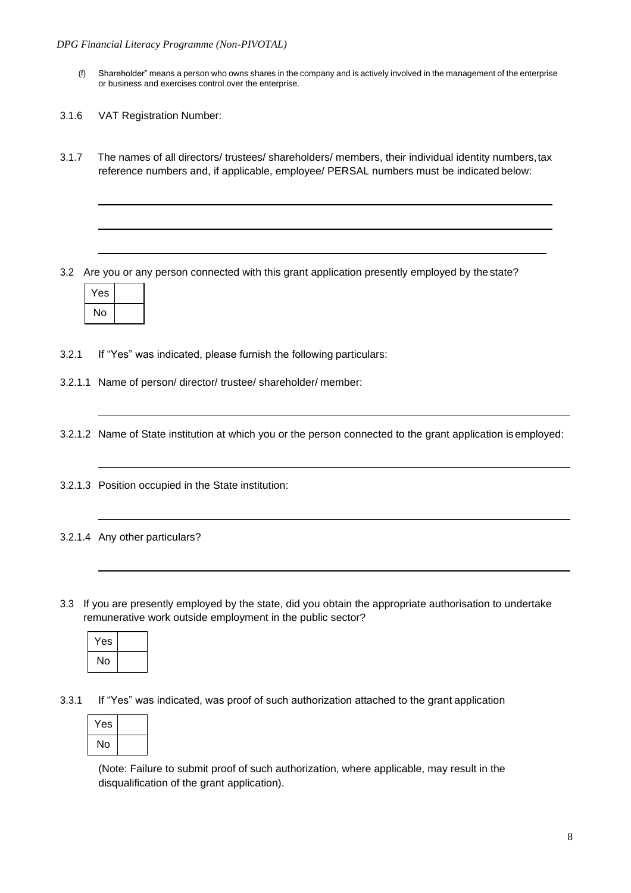(f) Shareholder" means a person who owns shares in the company and is actively involved in the management of the enterprise or business and exercises control over the enterprise.

3.1.6 VAT Registration Number:

3.1.7 The names of all directors/ trustees/ shareholders/ members, their individual identity numbers, tax reference numbers and, if applicable, employee/ PERSAL numbers must be indicated below:

_______________________________________________

_______________________________________________

_______________________________________________

3.2 Are you or any person connected with this grant application presently employed by the state?

| Yes | |
|---|---|
| No | |

3.2.1 If "Yes" was indicated, please furnish the following particulars:

3.2.1.1 Name of person/ director/ trustee/ shareholder/ member:

_______________________________________________

3.2.1.2 Name of State institution at which you or the person connected to the grant application is employed:

_______________________________________________

3.2.1.3 Position occupied in the State institution:

_______________________________________________

3.2.1.4 Any other particulars?

_______________________________________________

3.3 If you are presently employed by the state, did you obtain the appropriate authorisation to undertake remunerative work outside employment in the public sector?

| Yes | |
|---|---|
| No | |

3.3.1 If "Yes" was indicated, was proof of such authorization attached to the grant application

| Yes | |
|---|---|
| No | |

(Note: Failure to submit proof of such authorization, where applicable, may result in the disqualification of the grant application).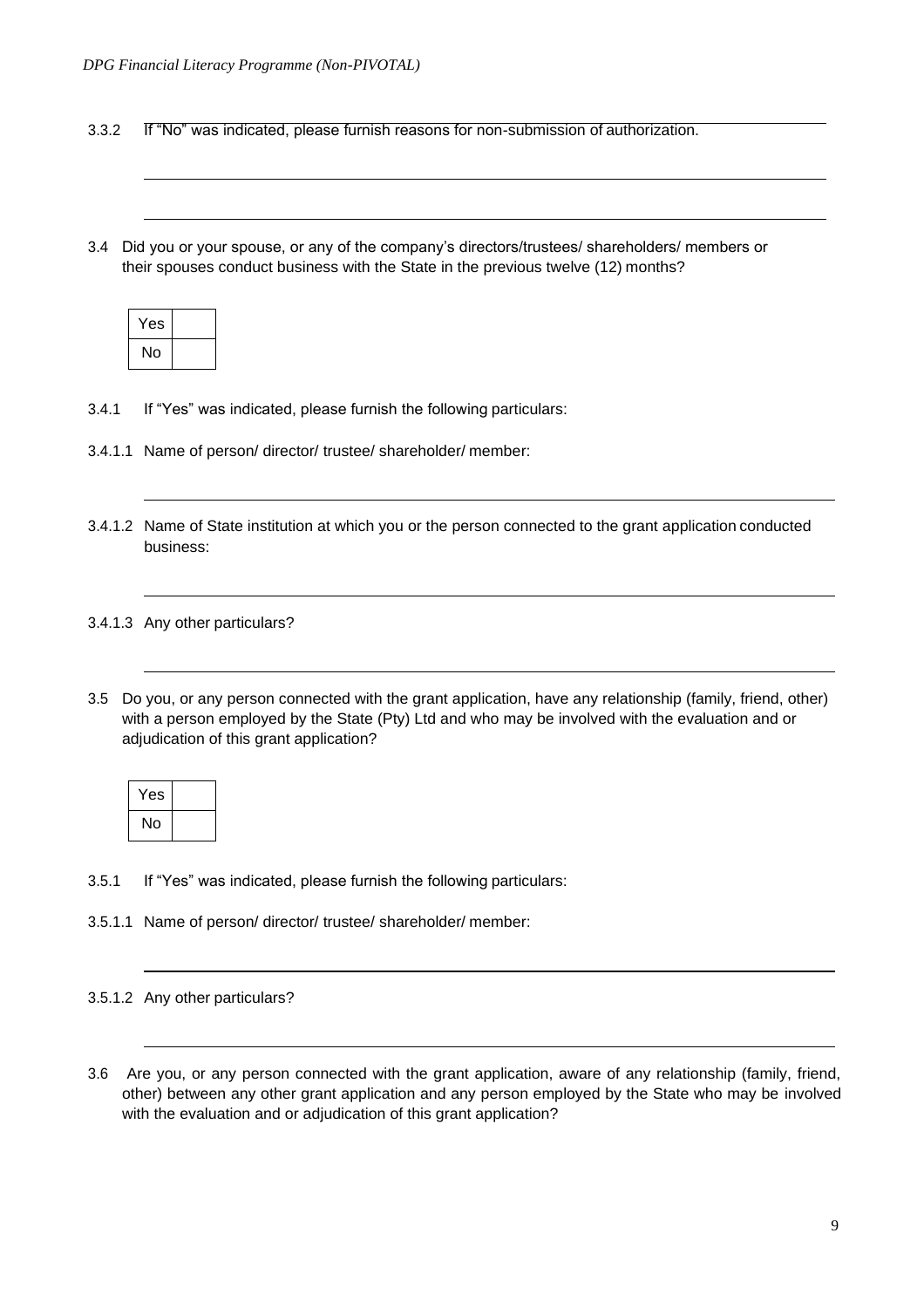3.3.2 If "No" was indicated, please furnish reasons for non-submission of authorization.

3.4 Did you or your spouse, or any of the company's directors/trustees/ shareholders/ members or their spouses conduct business with the State in the previous twelve (12) months?

| Yes | |
|---|---|
| No | |

3.4.1 If "Yes" was indicated, please furnish the following particulars:

3.4.1.1 Name of person/ director/ trustee/ shareholder/ member:

3.4.1.2 Name of State institution at which you or the person connected to the grant application conducted business:

3.4.1.3 Any other particulars?

3.5 Do you, or any person connected with the grant application, have any relationship (family, friend, other) with a person employed by the State (Pty) Ltd and who may be involved with the evaluation and or adjudication of this grant application?

| Yes | |
|---|---|
| No | |

3.5.1 If "Yes" was indicated, please furnish the following particulars:

3.5.1.1 Name of person/ director/ trustee/ shareholder/ member:

3.5.1.2 Any other particulars?

3.6 Are you, or any person connected with the grant application, aware of any relationship (family, friend, other) between any other grant application and any person employed by the State who may be involved with the evaluation and or adjudication of this grant application?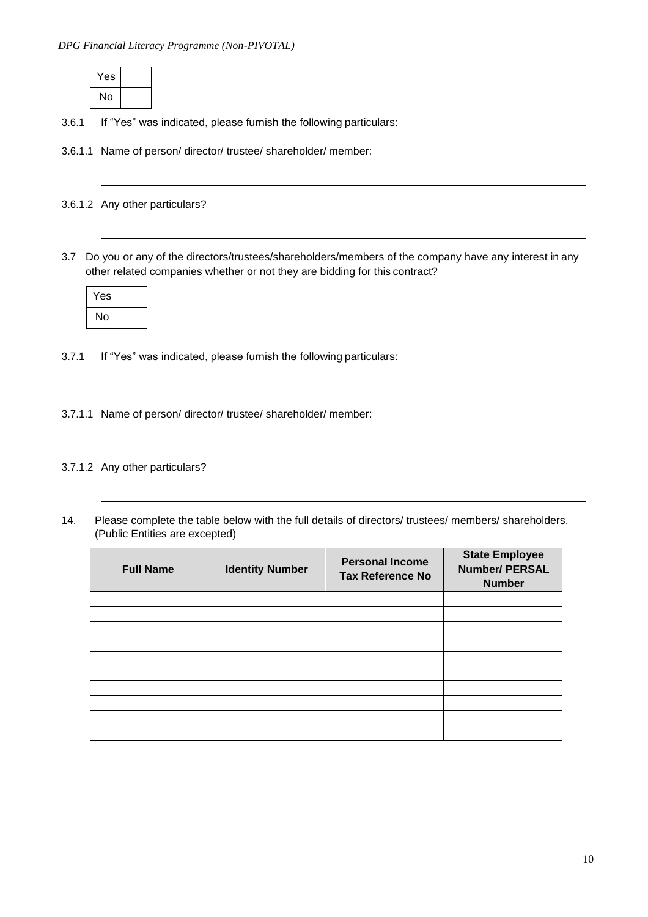| Yes | |
|---|---|
| No | |

3.6.1 If "Yes" was indicated, please furnish the following particulars:

3.6.1.1 Name of person/ director/ trustee/ shareholder/ member:

\_\_\_\_\_\_\_\_\_\_\_\_\_\_\_\_\_\_\_\_\_\_\_\_\_\_\_\_\_\_\_\_\_\_\_\_\_\_\_\_\_\_\_\_\_\_\_\_\_\_\_\_\_\_\_\_\_\_\_\_

3.6.1.2 Any other particulars?

\_\_\_\_\_\_\_\_\_\_\_\_\_\_\_\_\_\_\_\_\_\_\_\_\_\_\_\_\_\_\_\_\_\_\_\_\_\_\_\_\_\_\_\_\_\_\_\_\_\_\_\_\_\_\_\_\_\_\_\_

3.7 Do you or any of the directors/trustees/shareholders/members of the company have any interest in any other related companies whether or not they are bidding for this contract?

| Yes | |
|---|---|
| No | |

3.7.1 If "Yes" was indicated, please furnish the following particulars:

3.7.1.1 Name of person/ director/ trustee/ shareholder/ member:

\_\_\_\_\_\_\_\_\_\_\_\_\_\_\_\_\_\_\_\_\_\_\_\_\_\_\_\_\_\_\_\_\_\_\_\_\_\_\_\_\_\_\_\_\_\_\_\_\_\_\_\_\_\_\_\_\_\_\_\_

3.7.1.2 Any other particulars?

\_\_\_\_\_\_\_\_\_\_\_\_\_\_\_\_\_\_\_\_\_\_\_\_\_\_\_\_\_\_\_\_\_\_\_\_\_\_\_\_\_\_\_\_\_\_\_\_\_\_\_\_\_\_\_\_\_\_\_\_

14. Please complete the table below with the full details of directors/ trustees/ members/ shareholders. (Public Entities are excepted)

| Full Name | Identity Number | Personal Income Tax Reference No | State Employee Number/ PERSAL Number |
|---|---|---|---|
| | | | |
| | | | |
| | | | |
| | | | |
| | | | |
| | | | |
| | | | |
| | | | |
| | | | |
| | | | |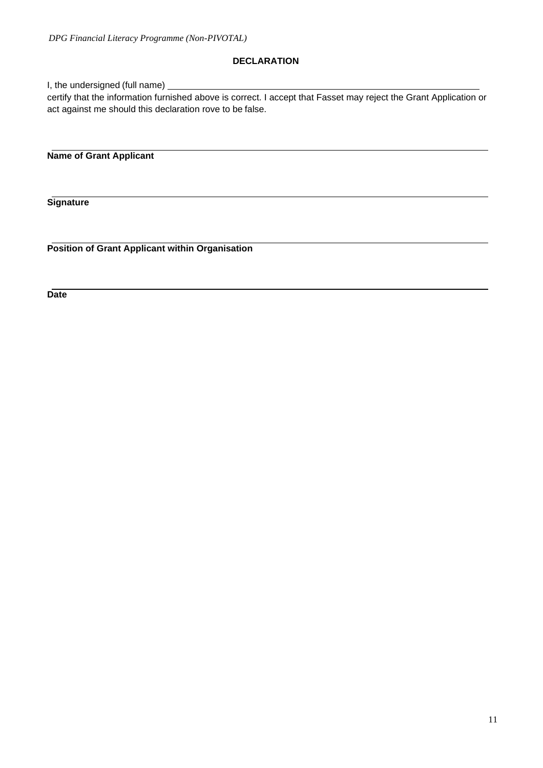## DECLARATION

I, the undersigned (full name) ________________________________________________

certify that the information furnished above is correct. I accept that Fasset may reject the Grant Application or act against me should this declaration rove to be false.

________________________________________________

**Name of Grant Applicant**

________________________________________________

**Signature**

________________________________________________

**Position of Grant Applicant within Organisation**

________________________________________________

**Date**